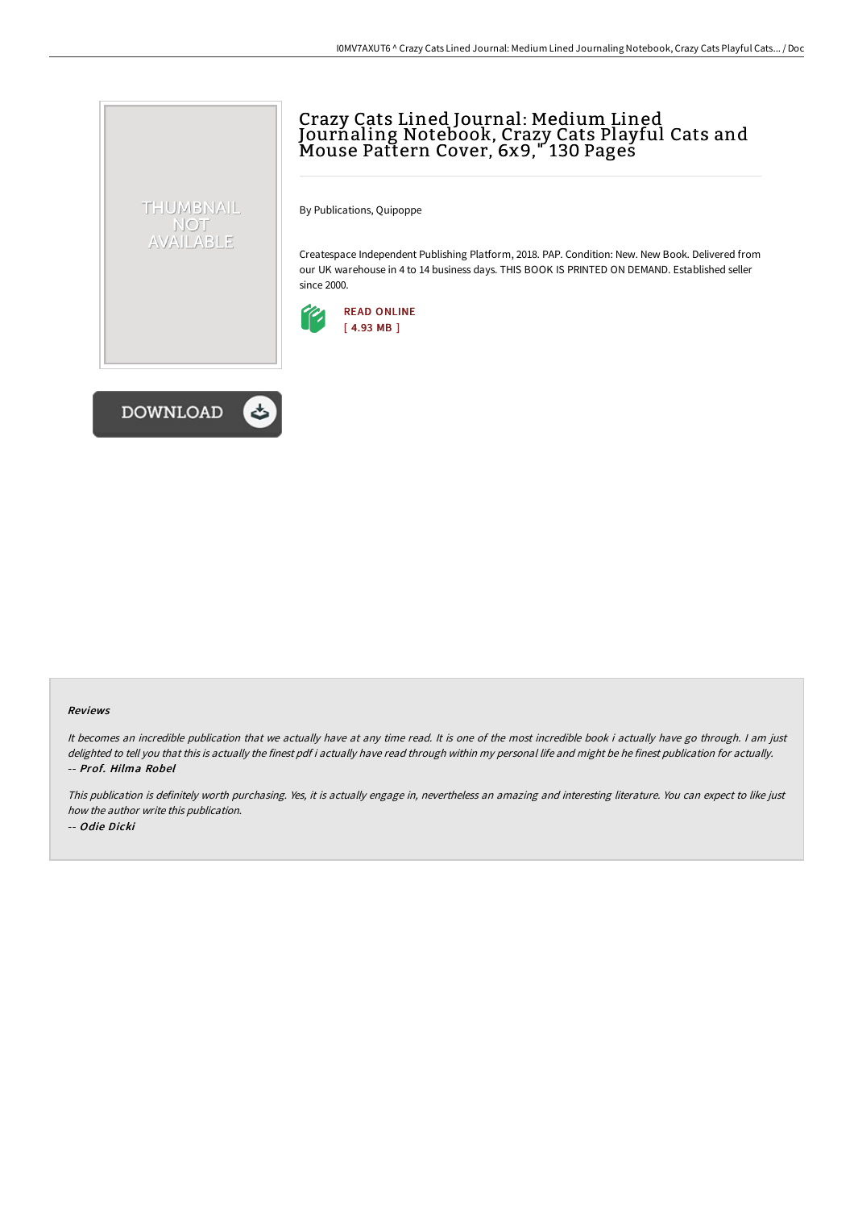# Crazy Cats Lined Journal: Medium Lined Journaling Notebook, Crazy Cats Playful Cats and Mouse Pattern Cover, 6x9," 130 Pages

By Publications, Quipoppe

Createspace Independent Publishing Platform, 2018. PAP. Condition: New. New Book. Delivered from our UK warehouse in 4 to 14 business days. THIS BOOK IS PRINTED ON DEMAND. Established seller since 2000.

READ ONLINE
[ 4.93 MB ]

DOWNLOAD

#### Reviews

*It becomes an incredible publication that we actually have at any time read. It is one of the most incredible book i actually have go through. I am just delighted to tell you that this is actually the finest pdf i actually have read through within my personal life and might be he finest publication for actually.*
*-- Prof. Hilma Robel*

*This publication is definitely worth purchasing. Yes, it is actually engage in, nevertheless an amazing and interesting literature. You can expect to like just how the author write this publication.*
*-- Odie Dicki*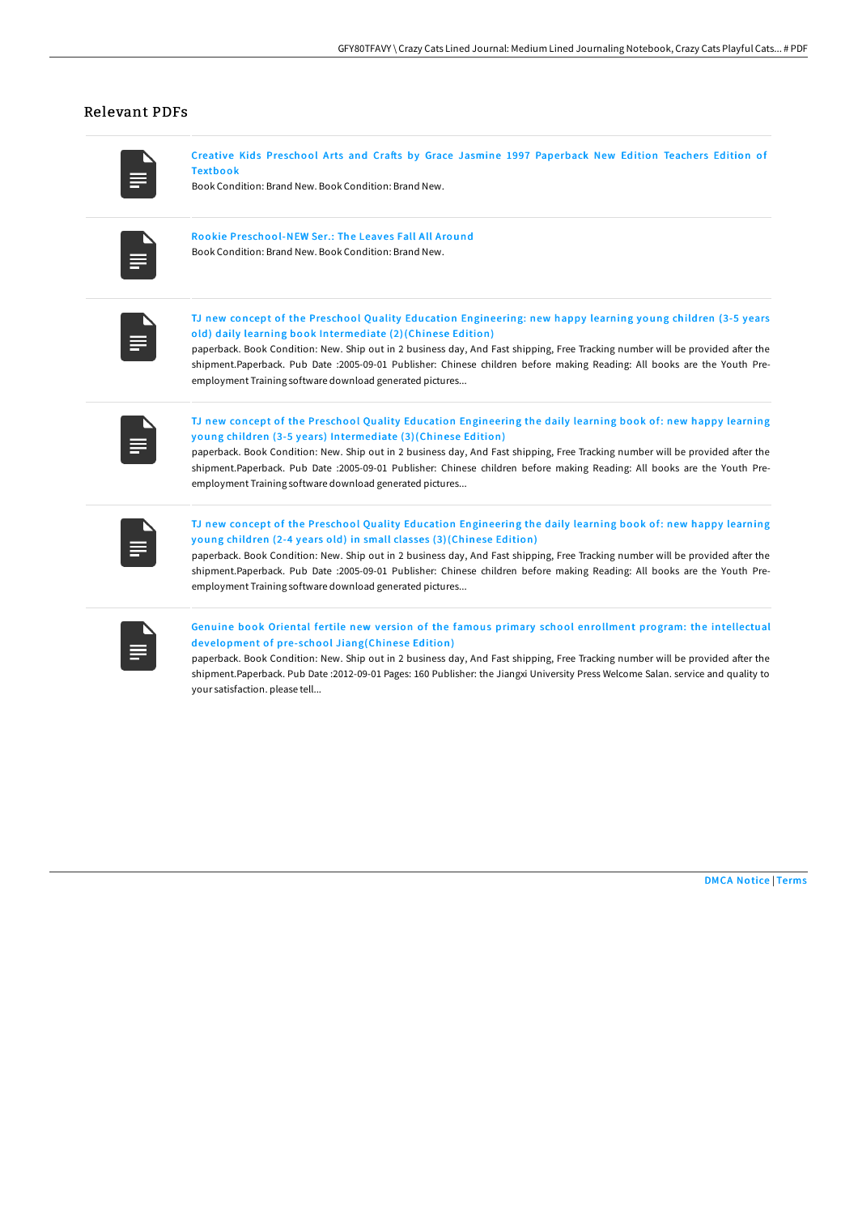## Relevant PDFs

Creative Kids Preschool Arts and Crafts by Grace Jasmine 1997 Paperback New Edition Teachers Edition of Textbook

Book Condition: Brand New. Book Condition: Brand New.

Rookie Preschool-NEW Ser.: The Leaves Fall All Around

Book Condition: Brand New. Book Condition: Brand New.

TJ new concept of the Preschool Quality Education Engineering: new happy learning young children (3-5 years old) daily learning book Intermediate (2)(Chinese Edition)

paperback. Book Condition: New. Ship out in 2 business day, And Fast shipping, Free Tracking number will be provided after the shipment.Paperback. Pub Date :2005-09-01 Publisher: Chinese children before making Reading: All books are the Youth Pre-employment Training software download generated pictures...

TJ new concept of the Preschool Quality Education Engineering the daily learning book of: new happy learning young children (3-5 years) Intermediate (3)(Chinese Edition)

paperback. Book Condition: New. Ship out in 2 business day, And Fast shipping, Free Tracking number will be provided after the shipment.Paperback. Pub Date :2005-09-01 Publisher: Chinese children before making Reading: All books are the Youth Pre-employment Training software download generated pictures...

TJ new concept of the Preschool Quality Education Engineering the daily learning book of: new happy learning young children (2-4 years old) in small classes (3)(Chinese Edition)

paperback. Book Condition: New. Ship out in 2 business day, And Fast shipping, Free Tracking number will be provided after the shipment.Paperback. Pub Date :2005-09-01 Publisher: Chinese children before making Reading: All books are the Youth Pre-employment Training software download generated pictures...

Genuine book Oriental fertile new version of the famous primary school enrollment program: the intellectual development of pre-school Jiang(Chinese Edition)

paperback. Book Condition: New. Ship out in 2 business day, And Fast shipping, Free Tracking number will be provided after the shipment.Paperback. Pub Date :2012-09-01 Pages: 160 Publisher: the Jiangxi University Press Welcome Salan. service and quality to your satisfaction. please tell...

DMCA Notice | Terms